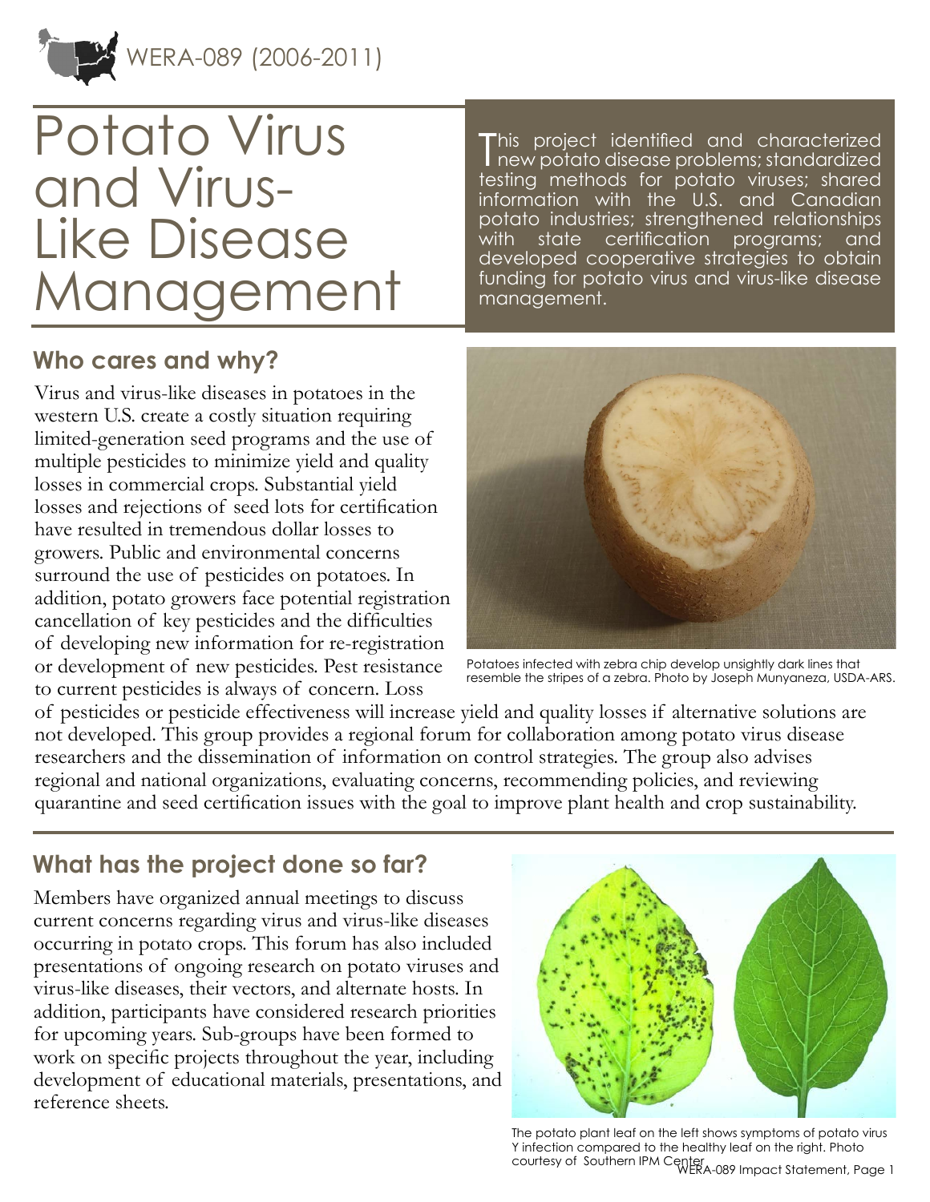WERA-089 (2006-2011)

# Potato Virus and Virus-Like Disease Management

This project identified and characterized new potato disease problems; standardized testing methods for potato viruses; shared information with the U.S. and Canadian potato industries; strengthened relationships with state certification programs; and developed cooperative strategies to obtain funding for potato virus and virus-like disease management.

## Who cares and why?

Virus and virus-like diseases in potatoes in the western U.S. create a costly situation requiring limited-generation seed programs and the use of multiple pesticides to minimize yield and quality losses in commercial crops. Substantial yield losses and rejections of seed lots for certification have resulted in tremendous dollar losses to growers. Public and environmental concerns surround the use of pesticides on potatoes. In addition, potato growers face potential registration cancellation of key pesticides and the difficulties of developing new information for re-registration or development of new pesticides. Pest resistance to current pesticides is always of concern. Loss of pesticides or pesticide effectiveness will increase yield and quality losses if alternative solutions are not developed. This group provides a regional forum for collaboration among potato virus disease researchers and the dissemination of information on control strategies. The group also advises regional and national organizations, evaluating concerns, recommending policies, and reviewing quarantine and seed certification issues with the goal to improve plant health and crop sustainability.

Potatoes infected with zebra chip develop unsightly dark lines that resemble the stripes of a zebra. Photo by Joseph Munyaneza, USDA-ARS.

## What has the project done so far?

Members have organized annual meetings to discuss current concerns regarding virus and virus-like diseases occurring in potato crops. This forum has also included presentations of ongoing research on potato viruses and virus-like diseases, their vectors, and alternate hosts. In addition, participants have considered research priorities for upcoming years. Sub-groups have been formed to work on specific projects throughout the year, including development of educational materials, presentations, and reference sheets.

The potato plant leaf on the left shows symptoms of potato virus Y infection compared to the healthy leaf on the right. Photo courtesy of Southern IPM Center.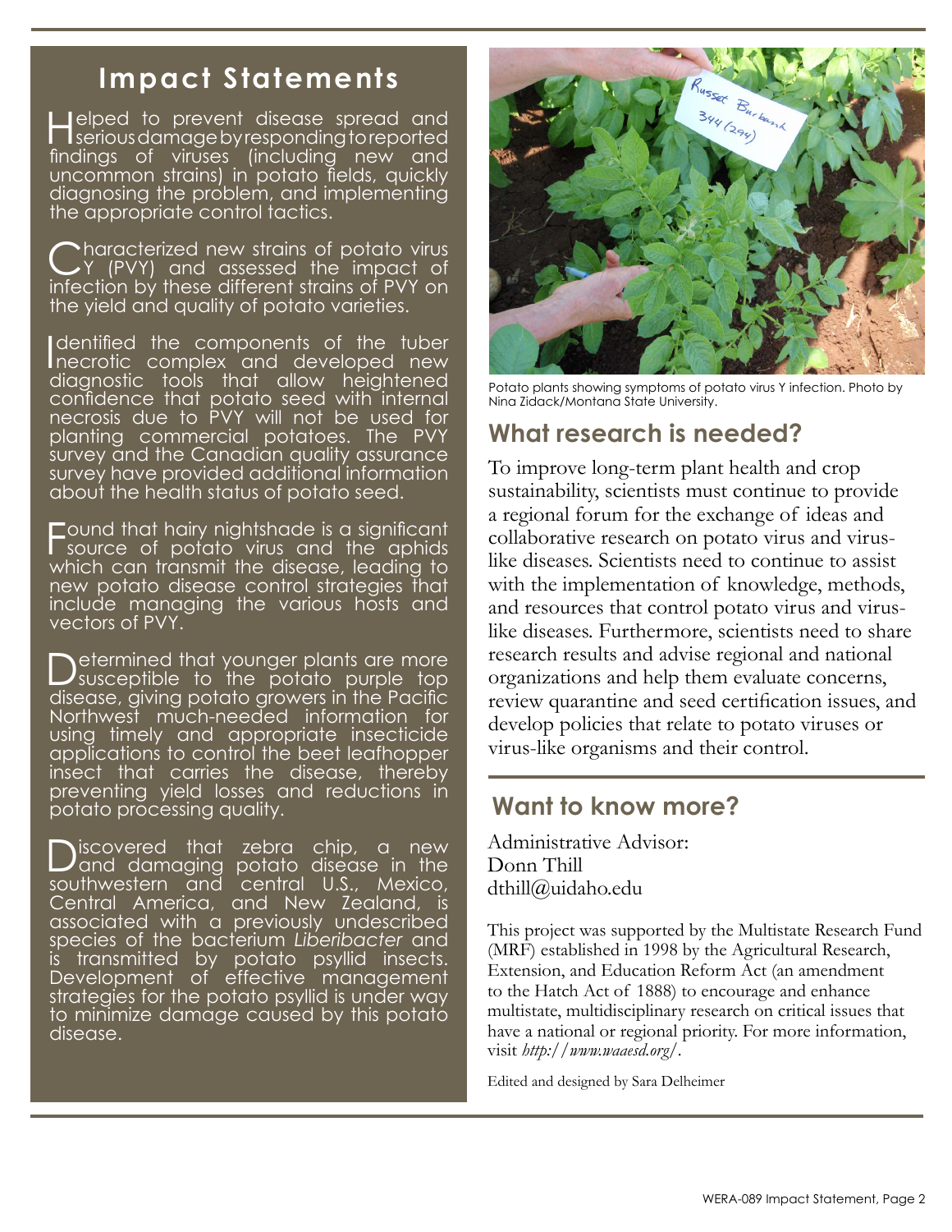## Impact Statements

Helped to prevent disease spread and serious damage by responding to reported findings of viruses (including new and uncommon strains) in potato fields, quickly diagnosing the problem, and implementing the appropriate control tactics.

Characterized new strains of potato virus Y (PVY) and assessed the impact of infection by these different strains of PVY on the yield and quality of potato varieties.

Identified the components of the tuber necrotic complex and developed new diagnostic tools that allow heightened confidence that potato seed with internal necrosis due to PVY will not be used for planting commercial potatoes. The PVY survey and the Canadian quality assurance survey have provided additional information about the health status of potato seed.

Found that hairy nightshade is a significant source of potato virus and the aphids which can transmit the disease, leading to new potato disease control strategies that include managing the various hosts and vectors of PVY.

Determined that younger plants are more susceptible to the potato purple top disease, giving potato growers in the Pacific Northwest much-needed information for using timely and appropriate insecticide applications to control the beet leafhopper insect that carries the disease, thereby preventing yield losses and reductions in potato processing quality.

Discovered that zebra chip, a new and damaging potato disease in the southwestern and central U.S., Mexico, Central America, and New Zealand, is associated with a previously undescribed species of the bacterium *Liberibacter* and is transmitted by potato psyllid insects. Development of effective management strategies for the potato psyllid is under way to minimize damage caused by this potato disease.

Potato plants showing symptoms of potato virus Y infection. Photo by Nina Zidack/Montana State University.

## What research is needed?

To improve long-term plant health and crop sustainability, scientists must continue to provide a regional forum for the exchange of ideas and collaborative research on potato virus and virus-like diseases. Scientists need to continue to assist with the implementation of knowledge, methods, and resources that control potato virus and virus-like diseases. Furthermore, scientists need to share research results and advise regional and national organizations and help them evaluate concerns, review quarantine and seed certification issues, and develop policies that relate to potato viruses or virus-like organisms and their control.

## Want to know more?

Administrative Advisor:
Donn Thill
dthill@uidaho.edu

This project was supported by the Multistate Research Fund (MRF) established in 1998 by the Agricultural Research, Extension, and Education Reform Act (an amendment to the Hatch Act of 1888) to encourage and enhance multistate, multidisciplinary research on critical issues that have a national or regional priority. For more information, visit *http://www.waaesd.org/*.

Edited and designed by Sara Delheimer